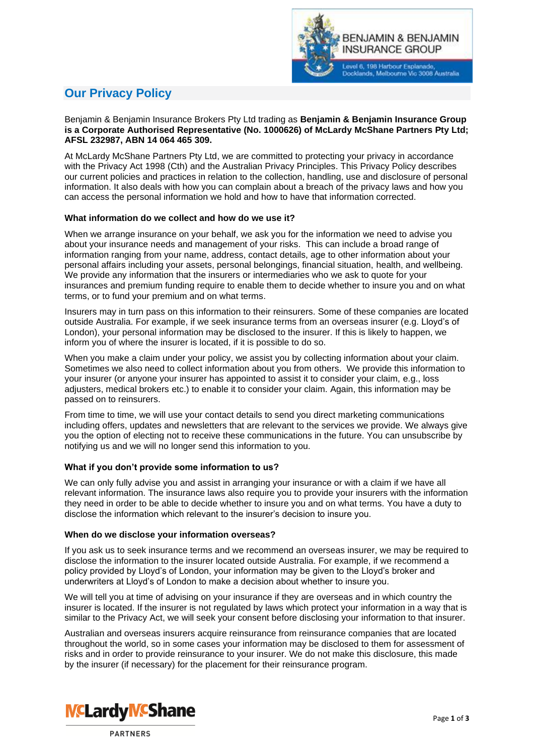BENJAMIN & BENJAMIN INSURANCE GROUP

Level 6, 198 Harbour Esplanade, Docklands, Melbourne Vic 3008 Australia

# Our Privacy Policy

Benjamin & Benjamin Insurance Brokers Pty Ltd trading as **Benjamin & Benjamin Insurance Group is a Corporate Authorised Representative (No. 1000626) of McLardy McShane Partners Pty Ltd; AFSL 232987, ABN 14 064 465 309.**

At McLardy McShane Partners Pty Ltd, we are committed to protecting your privacy in accordance with the Privacy Act 1998 (Cth) and the Australian Privacy Principles. This Privacy Policy describes our current policies and practices in relation to the collection, handling, use and disclosure of personal information. It also deals with how you can complain about a breach of the privacy laws and how you can access the personal information we hold and how to have that information corrected.

### What information do we collect and how do we use it?

When we arrange insurance on your behalf, we ask you for the information we need to advise you about your insurance needs and management of your risks. This can include a broad range of information ranging from your name, address, contact details, age to other information about your personal affairs including your assets, personal belongings, financial situation, health, and wellbeing. We provide any information that the insurers or intermediaries who we ask to quote for your insurances and premium funding require to enable them to decide whether to insure you and on what terms, or to fund your premium and on what terms.

Insurers may in turn pass on this information to their reinsurers. Some of these companies are located outside Australia. For example, if we seek insurance terms from an overseas insurer (e.g. Lloyd's of London), your personal information may be disclosed to the insurer. If this is likely to happen, we inform you of where the insurer is located, if it is possible to do so.

When you make a claim under your policy, we assist you by collecting information about your claim. Sometimes we also need to collect information about you from others. We provide this information to your insurer (or anyone your insurer has appointed to assist it to consider your claim, e.g., loss adjusters, medical brokers etc.) to enable it to consider your claim. Again, this information may be passed on to reinsurers.

From time to time, we will use your contact details to send you direct marketing communications including offers, updates and newsletters that are relevant to the services we provide. We always give you the option of electing not to receive these communications in the future. You can unsubscribe by notifying us and we will no longer send this information to you.

### What if you don't provide some information to us?

We can only fully advise you and assist in arranging your insurance or with a claim if we have all relevant information. The insurance laws also require you to provide your insurers with the information they need in order to be able to decide whether to insure you and on what terms. You have a duty to disclose the information which relevant to the insurer's decision to insure you.

### When do we disclose your information overseas?

If you ask us to seek insurance terms and we recommend an overseas insurer, we may be required to disclose the information to the insurer located outside Australia. For example, if we recommend a policy provided by Lloyd's of London, your information may be given to the Lloyd's broker and underwriters at Lloyd's of London to make a decision about whether to insure you.

We will tell you at time of advising on your insurance if they are overseas and in which country the insurer is located. If the insurer is not regulated by laws which protect your information in a way that is similar to the Privacy Act, we will seek your consent before disclosing your information to that insurer.

Australian and overseas insurers acquire reinsurance from reinsurance companies that are located throughout the world, so in some cases your information may be disclosed to them for assessment of risks and in order to provide reinsurance to your insurer. We do not make this disclosure, this made by the insurer (if necessary) for the placement for their reinsurance program.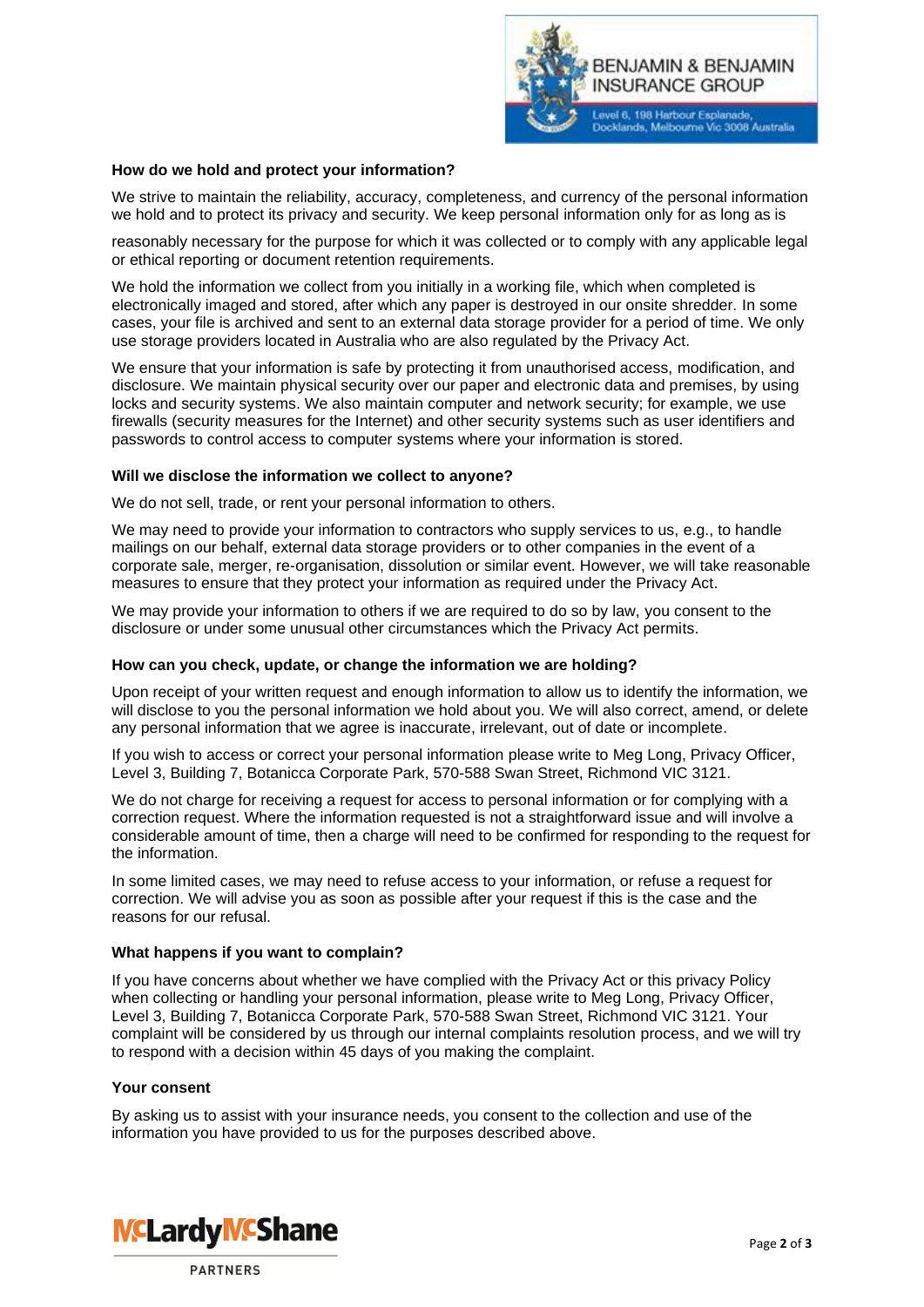### How do we hold and protect your information?

We strive to maintain the reliability, accuracy, completeness, and currency of the personal information we hold and to protect its privacy and security. We keep personal information only for as long as is

reasonably necessary for the purpose for which it was collected or to comply with any applicable legal or ethical reporting or document retention requirements.

We hold the information we collect from you initially in a working file, which when completed is electronically imaged and stored, after which any paper is destroyed in our onsite shredder. In some cases, your file is archived and sent to an external data storage provider for a period of time. We only use storage providers located in Australia who are also regulated by the Privacy Act.

We ensure that your information is safe by protecting it from unauthorised access, modification, and disclosure. We maintain physical security over our paper and electronic data and premises, by using locks and security systems. We also maintain computer and network security; for example, we use firewalls (security measures for the Internet) and other security systems such as user identifiers and passwords to control access to computer systems where your information is stored.

### Will we disclose the information we collect to anyone?

We do not sell, trade, or rent your personal information to others.

We may need to provide your information to contractors who supply services to us, e.g., to handle mailings on our behalf, external data storage providers or to other companies in the event of a corporate sale, merger, re-organisation, dissolution or similar event. However, we will take reasonable measures to ensure that they protect your information as required under the Privacy Act.

We may provide your information to others if we are required to do so by law, you consent to the disclosure or under some unusual other circumstances which the Privacy Act permits.

### How can you check, update, or change the information we are holding?

Upon receipt of your written request and enough information to allow us to identify the information, we will disclose to you the personal information we hold about you. We will also correct, amend, or delete any personal information that we agree is inaccurate, irrelevant, out of date or incomplete.

If you wish to access or correct your personal information please write to Meg Long, Privacy Officer, Level 3, Building 7, Botanicca Corporate Park, 570-588 Swan Street, Richmond VIC 3121.

We do not charge for receiving a request for access to personal information or for complying with a correction request. Where the information requested is not a straightforward issue and will involve a considerable amount of time, then a charge will need to be confirmed for responding to the request for the information.

In some limited cases, we may need to refuse access to your information, or refuse a request for correction. We will advise you as soon as possible after your request if this is the case and the reasons for our refusal.

### What happens if you want to complain?

If you have concerns about whether we have complied with the Privacy Act or this privacy Policy when collecting or handling your personal information, please write to Meg Long, Privacy Officer, Level 3, Building 7, Botanicca Corporate Park, 570-588 Swan Street, Richmond VIC 3121. Your complaint will be considered by us through our internal complaints resolution process, and we will try to respond with a decision within 45 days of you making the complaint.

### Your consent

By asking us to assist with your insurance needs, you consent to the collection and use of the information you have provided to us for the purposes described above.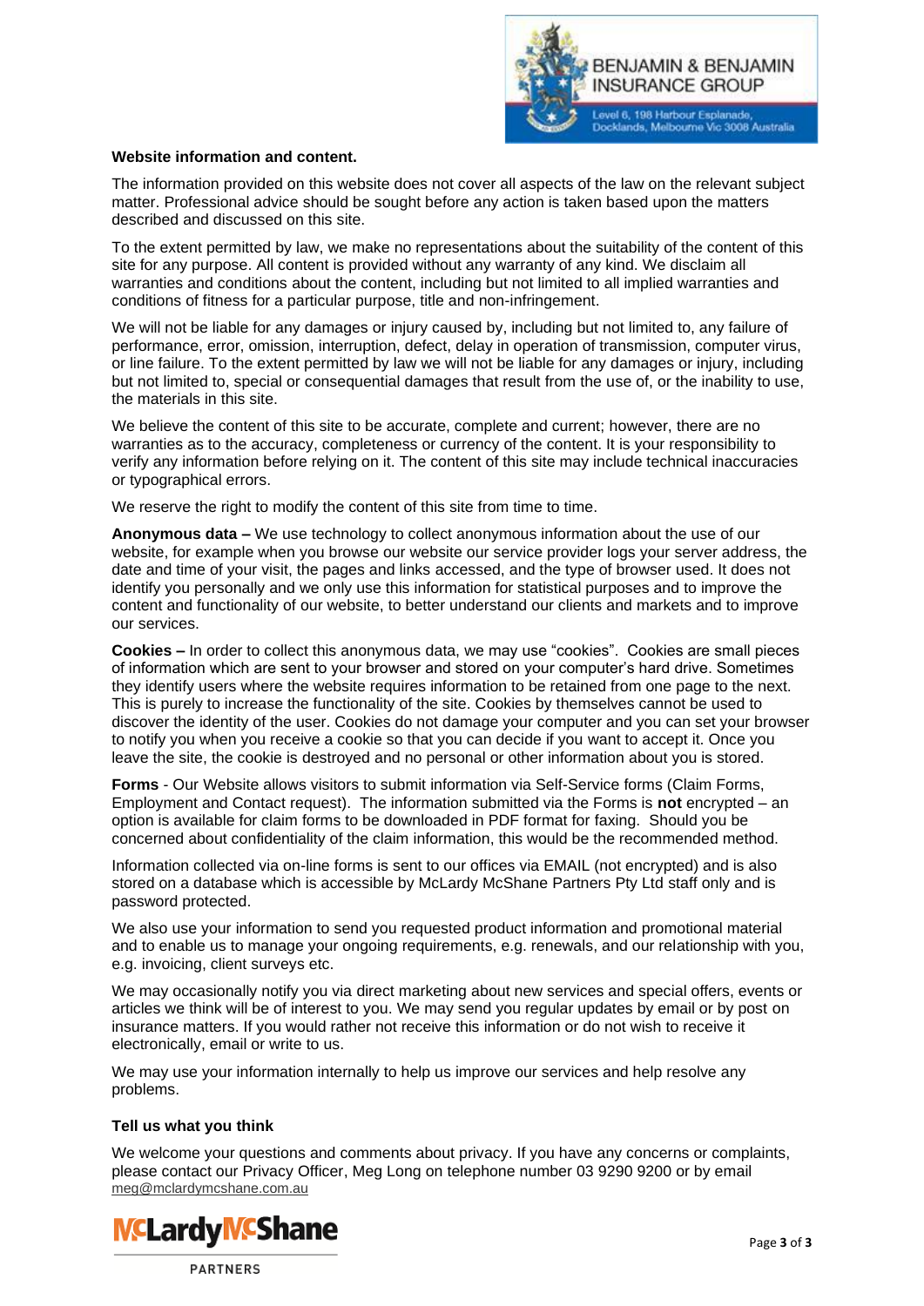**Website information and content.**

The information provided on this website does not cover all aspects of the law on the relevant subject matter. Professional advice should be sought before any action is taken based upon the matters described and discussed on this site.

To the extent permitted by law, we make no representations about the suitability of the content of this site for any purpose. All content is provided without any warranty of any kind. We disclaim all warranties and conditions about the content, including but not limited to all implied warranties and conditions of fitness for a particular purpose, title and non-infringement.

We will not be liable for any damages or injury caused by, including but not limited to, any failure of performance, error, omission, interruption, defect, delay in operation of transmission, computer virus, or line failure. To the extent permitted by law we will not be liable for any damages or injury, including but not limited to, special or consequential damages that result from the use of, or the inability to use, the materials in this site.

We believe the content of this site to be accurate, complete and current; however, there are no warranties as to the accuracy, completeness or currency of the content. It is your responsibility to verify any information before relying on it. The content of this site may include technical inaccuracies or typographical errors.

We reserve the right to modify the content of this site from time to time.

**Anonymous data –** We use technology to collect anonymous information about the use of our website, for example when you browse our website our service provider logs your server address, the date and time of your visit, the pages and links accessed, and the type of browser used. It does not identify you personally and we only use this information for statistical purposes and to improve the content and functionality of our website, to better understand our clients and markets and to improve our services.

**Cookies –** In order to collect this anonymous data, we may use "cookies". Cookies are small pieces of information which are sent to your browser and stored on your computer's hard drive. Sometimes they identify users where the website requires information to be retained from one page to the next. This is purely to increase the functionality of the site. Cookies by themselves cannot be used to discover the identity of the user. Cookies do not damage your computer and you can set your browser to notify you when you receive a cookie so that you can decide if you want to accept it. Once you leave the site, the cookie is destroyed and no personal or other information about you is stored.

**Forms** - Our Website allows visitors to submit information via Self-Service forms (Claim Forms, Employment and Contact request). The information submitted via the Forms is **not** encrypted – an option is available for claim forms to be downloaded in PDF format for faxing. Should you be concerned about confidentiality of the claim information, this would be the recommended method.

Information collected via on-line forms is sent to our offices via EMAIL (not encrypted) and is also stored on a database which is accessible by McLardy McShane Partners Pty Ltd staff only and is password protected.

We also use your information to send you requested product information and promotional material and to enable us to manage your ongoing requirements, e.g. renewals, and our relationship with you, e.g. invoicing, client surveys etc.

We may occasionally notify you via direct marketing about new services and special offers, events or articles we think will be of interest to you. We may send you regular updates by email or by post on insurance matters. If you would rather not receive this information or do not wish to receive it electronically, email or write to us.

We may use your information internally to help us improve our services and help resolve any problems.

**Tell us what you think**

We welcome your questions and comments about privacy. If you have any concerns or complaints, please contact our Privacy Officer, Meg Long on telephone number 03 9290 9200 or by email meg@mclardymcshane.com.au